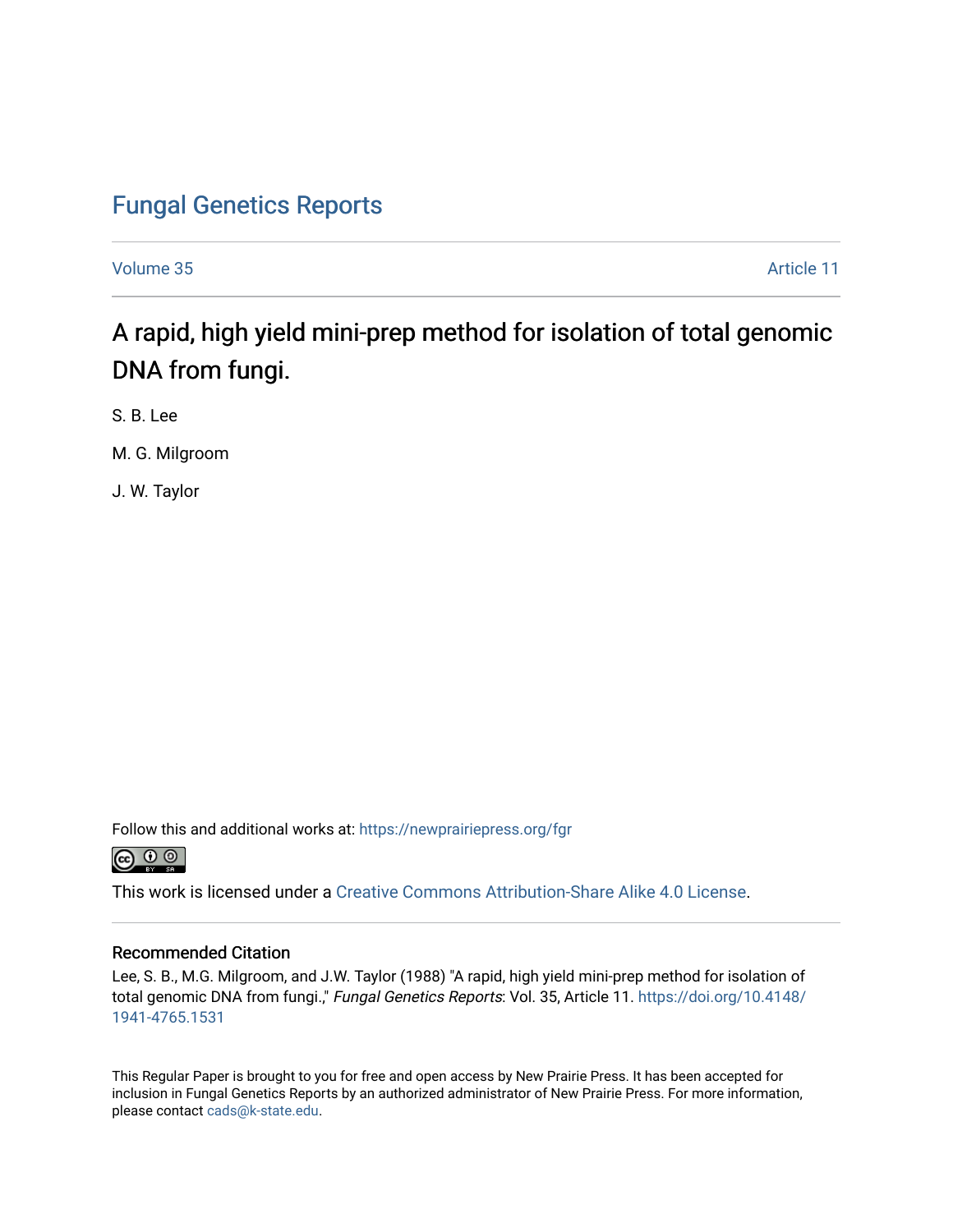# Fungal Genetics Reports

Volume 35 | Article 11

## A rapid, high yield mini-prep method for isolation of total genomic DNA from fungi.

S. B. Lee

M. G. Milgroom

J. W. Taylor

Follow this and additional works at: https://newprairiepress.org/fgr

This work is licensed under a Creative Commons Attribution-Share Alike 4.0 License.

### Recommended Citation

Lee, S. B., M.G. Milgroom, and J.W. Taylor (1988) "A rapid, high yield mini-prep method for isolation of total genomic DNA from fungi.," *Fungal Genetics Reports*: Vol. 35, Article 11. https://doi.org/10.4148/1941-4765.1531

This Regular Paper is brought to you for free and open access by New Prairie Press. It has been accepted for inclusion in Fungal Genetics Reports by an authorized administrator of New Prairie Press. For more information, please contact cads@k-state.edu.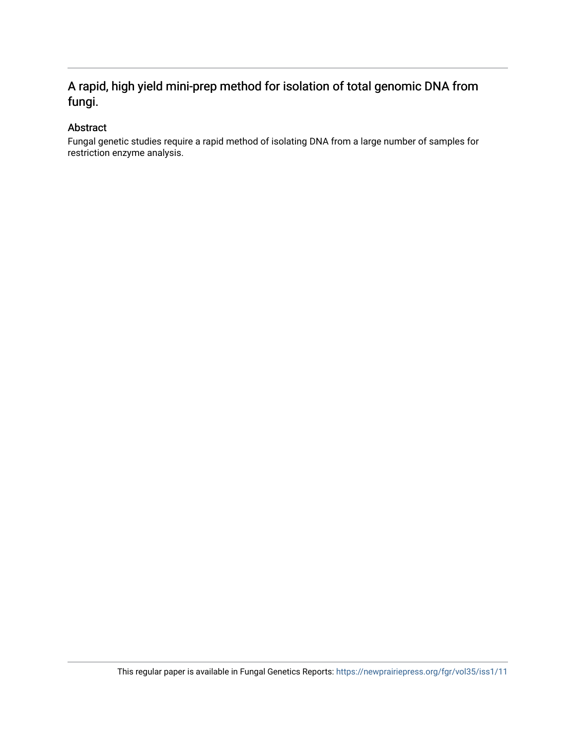# A rapid, high yield mini-prep method for isolation of total genomic DNA from fungi.

## Abstract

Fungal genetic studies require a rapid method of isolating DNA from a large number of samples for restriction enzyme analysis.

This regular paper is available in Fungal Genetics Reports: https://newprairiepress.org/fgr/vol35/iss1/11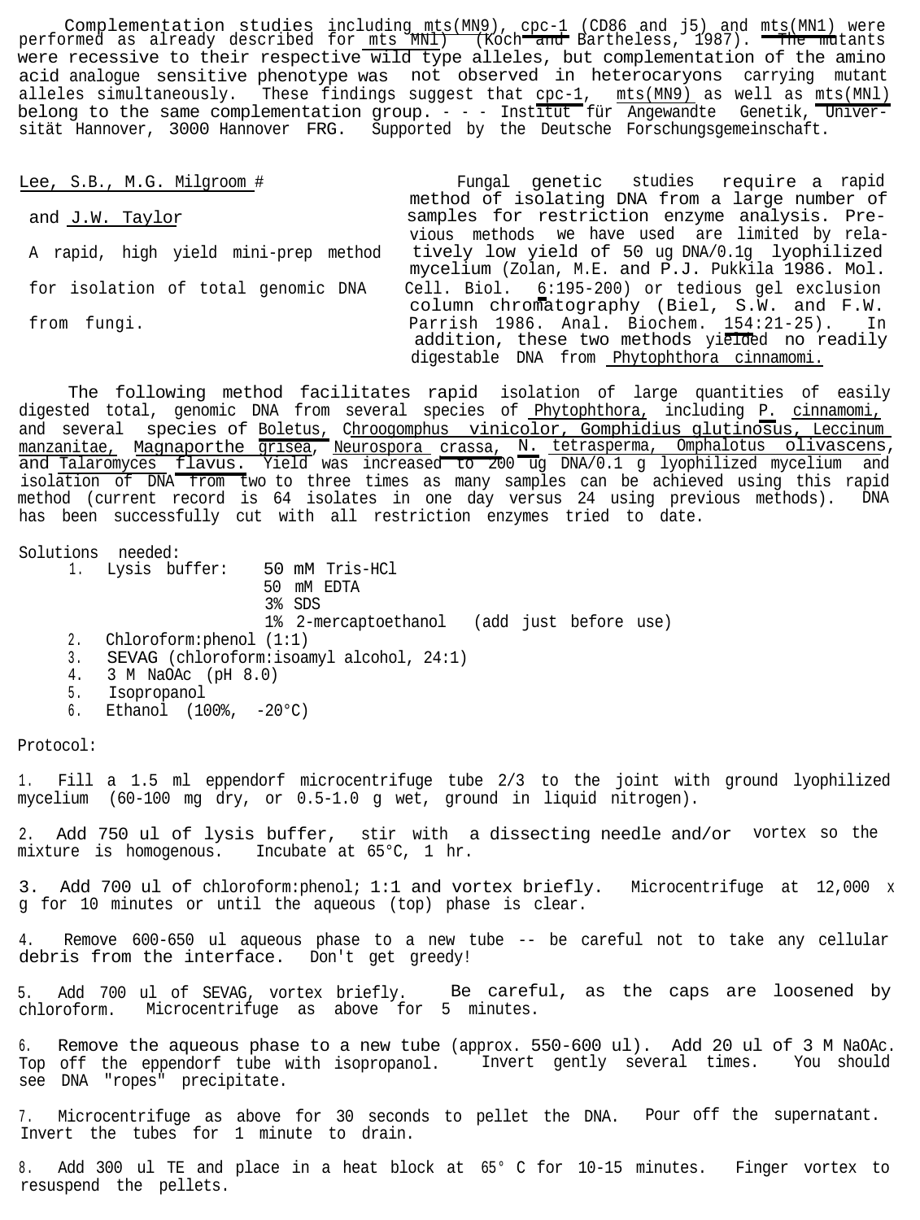Complementation studies including mts(MN9), cpc-1 (CD86 and j5) and mts(MN1) were performed as already described for mts MNl) (Koch and Bartheless, 1987). The mutants were recessive to their respective wild type alleles, but complementation of the amino acid analogue sensitive phenotype was not observed in heterocaryons carrying mutant alleles simultaneously. These findings suggest that cpc-1, mts(MN9) as well as mts(MNl) belong to the same complementation group. - - - Institut für Angewandte Genetik, Universität Hannover, 3000 Hannover FRG. Supported by the Deutsche Forschungsgemeinschaft.

Lee, S.B., M.G. Milgroom # and J.W. Taylor

A rapid, high yield mini-prep method for isolation of total genomic DNA from fungi.

Fungal genetic studies require a rapid method of isolating DNA from a large number of samples for restriction enzyme analysis. Previous methods we have used are limited by relatively low yield of 50 ug DNA/0.1g lyophilized mycelium (Zolan, M.E. and P.J. Pukkila 1986. Mol. Cell. Biol. 6:195-200) or tedious gel exclusion column chromatography (Biel, S.W. and F.W. Parrish 1986. Anal. Biochem. 154:21-25). In addition, these two methods yielded no readily digestable DNA from Phytophthora cinnamomi.

The following method facilitates rapid isolation of large quantities of easily digested total, genomic DNA from several species of Phytophthora, including P. cinnamomi, and several species of Boletus, Chroogomphus vinicolor, Gomphidius glutinosus, Leccinum manzanitae, Magnaporthe grisea, Neurospora crassa, N. tetrasperma, Omphalotus olivascens, and Talaromyces flavus. Yield was increased to 200 ug DNA/0.1 g lyophilized mycelium and isolation of DNA from two to three times as many samples can be achieved using this rapid method (current record is 64 isolates in one day versus 24 using previous methods). DNA has been successfully cut with all restriction enzymes tried to date.

Solutions needed:

1. Lysis buffer: 50 mM Tris-HCl
   50 mM EDTA
   3% SDS
   1% 2-mercaptoethanol (add just before use)
2. Chloroform:phenol (1:1)
3. SEVAG (chloroform:isoamyl alcohol, 24:1)
4. 3 M NaOAc (pH 8.0)
5. Isopropanol
6. Ethanol (100%, -20°C)

Protocol:

1. Fill a 1.5 ml eppendorf microcentrifuge tube 2/3 to the joint with ground lyophilized mycelium (60-100 mg dry, or 0.5-1.0 g wet, ground in liquid nitrogen).

2. Add 750 ul of lysis buffer, stir with a dissecting needle and/or vortex so the mixture is homogenous. Incubate at 65°C, 1 hr.

3. Add 700 ul of chloroform:phenol; 1:1 and vortex briefly. Microcentrifuge at 12,000 x g for 10 minutes or until the aqueous (top) phase is clear.

4. Remove 600-650 ul aqueous phase to a new tube -- be careful not to take any cellular debris from the interface. Don't get greedy!

5. Add 700 ul of SEVAG, vortex briefly. Be careful, as the caps are loosened by chloroform. Microcentrifuge as above for 5 minutes.

6. Remove the aqueous phase to a new tube (approx. 550-600 ul). Add 20 ul of 3 M NaOAc. Top off the eppendorf tube with isopropanol. Invert gently several times. You should see DNA "ropes" precipitate.

7. Microcentrifuge as above for 30 seconds to pellet the DNA. Pour off the supernatant. Invert the tubes for 1 minute to drain.

8. Add 300 ul TE and place in a heat block at 65° C for 10-15 minutes. Finger vortex to resuspend the pellets.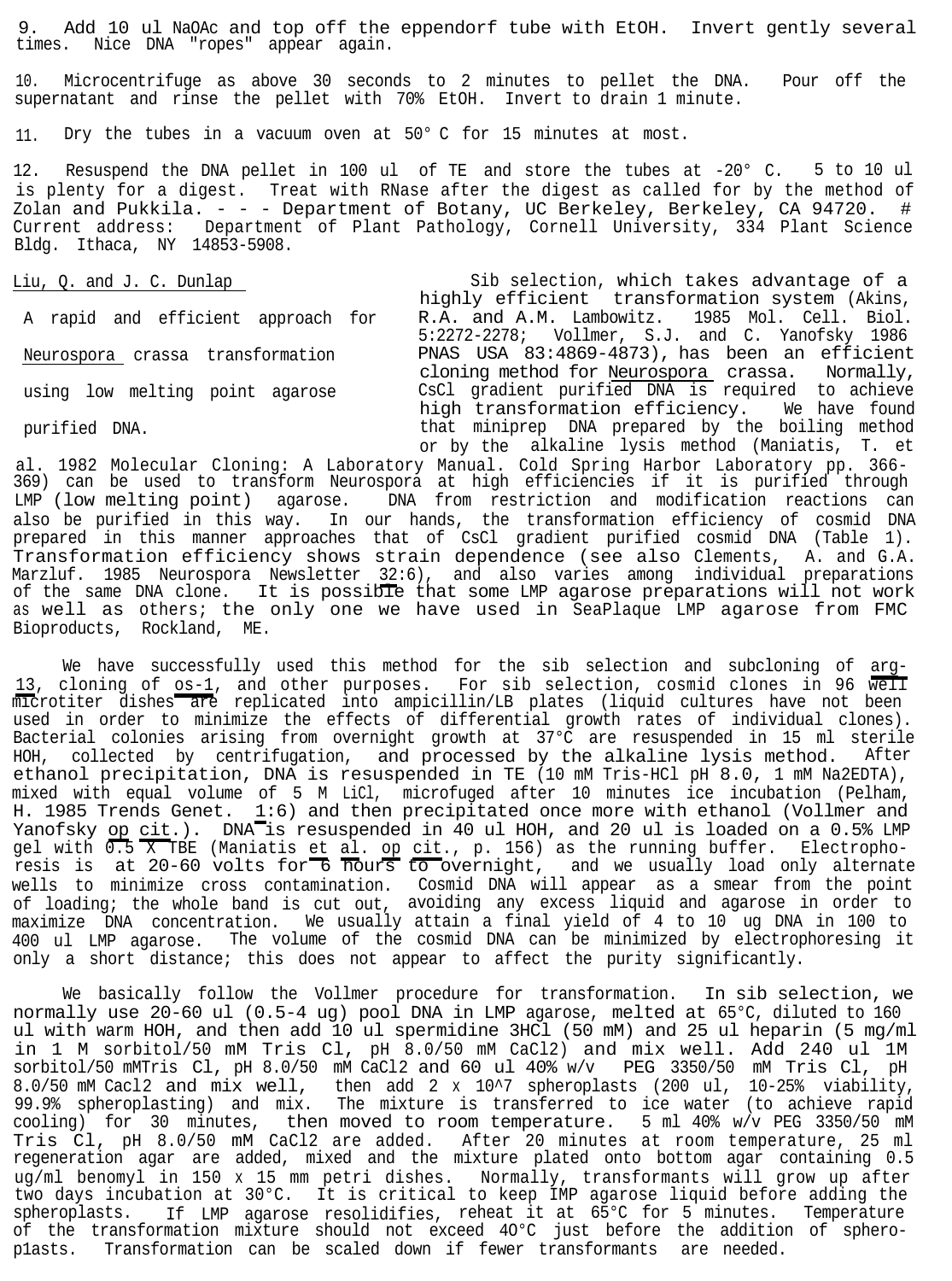9. Add 10 ul NaOAc and top off the eppendorf tube with EtOH. Invert gently several times. Nice DNA "ropes" appear again.

10. Microcentrifuge as above 30 seconds to 2 minutes to pellet the DNA. Pour off the supernatant and rinse the pellet with 70% EtOH. Invert to drain 1 minute.

11. Dry the tubes in a vacuum oven at 50° C for 15 minutes at most.

12. Resuspend the DNA pellet in 100 ul of TE and store the tubes at -20° C. 5 to 10 ul is plenty for a digest. Treat with RNase after the digest as called for by the method of Zolan and Pukkila. - - - Department of Botany, UC Berkeley, Berkeley, CA 94720. # Current address: Department of Plant Pathology, Cornell University, 334 Plant Science Bldg. Ithaca, NY 14853-5908.

Liu, Q. and J. C. Dunlap

A rapid and efficient approach for *Neurospora* crassa transformation using low melting point agarose purified DNA.

Sib selection, which takes advantage of a highly efficient transformation system (Akins, R.A. and A.M. Lambowitz. 1985 Mol. Cell. Biol. 5:2272-2278; Vollmer, S.J. and C. Yanofsky 1986 PNAS USA 83:4869-4873), has been an efficient cloning method for *Neurospora* crassa. Normally, CsCl gradient purified DNA is required to achieve high transformation efficiency. We have found that miniprep DNA prepared by the boiling method or by the alkaline lysis method (Maniatis, T. et al. 1982 Molecular Cloning: A Laboratory Manual. Cold Spring Harbor Laboratory pp. 366-369) can be used to transform Neurospora at high efficiencies if it is purified through LMP (low melting point) agarose. DNA from restriction and modification reactions can also be purified in this way. In our hands, the transformation efficiency of cosmid DNA prepared in this manner approaches that of CsCl gradient purified cosmid DNA (Table 1). Transformation efficiency shows strain dependence (see also Clements, A. and G.A. Marzluf. 1985 Neurospora Newsletter 32:6), and also varies among individual preparations of the same DNA clone. It is possible that some LMP agarose preparations will not work as well as others; the only one we have used in SeaPlaque LMP agarose from FMC Bioproducts, Rockland, ME.

We have successfully used this method for the sib selection and subcloning of *arg-13*, cloning of *os-1*, and other purposes. For sib selection, cosmid clones in 96 well microtiter dishes are replicated into ampicillin/LB plates (liquid cultures have not been used in order to minimize the effects of differential growth rates of individual clones). Bacterial colonies arising from overnight growth at 37°C are resuspended in 15 ml sterile HOH, collected by centrifugation, and processed by the alkaline lysis method. After ethanol precipitation, DNA is resuspended in TE (10 mM Tris-HCl pH 8.0, 1 mM Na2EDTA), mixed with equal volume of 5 M LiCl, microfuged after 10 minutes ice incubation (Pelham, H. 1985 Trends Genet. 1:6) and then precipitated once more with ethanol (Vollmer and Yanofsky *op cit*.). DNA is resuspended in 40 ul HOH, and 20 ul is loaded on a 0.5% LMP gel with 0.5 X TBE (Maniatis *et al*. *op cit*., p. 156) as the running buffer. Electrophoresis is at 20-60 volts for 6 hours to overnight, and we usually load only alternate wells to minimize cross contamination. Cosmid DNA will appear as a smear from the point of loading; the whole band is cut out, avoiding any excess liquid and agarose in order to maximize DNA concentration. We usually attain a final yield of 4 to 10 ug DNA in 100 to 400 ul LMP agarose. The volume of the cosmid DNA can be minimized by electrophoresing it only a short distance; this does not appear to affect the purity significantly.

We basically follow the Vollmer procedure for transformation. In sib selection, we normally use 20-60 ul (0.5-4 ug) pool DNA in LMP agarose, melted at 65°C, diluted to 160 ul with warm HOH, and then add 10 ul spermidine 3HCl (50 mM) and 25 ul heparin (5 mg/ml in 1 M sorbitol/50 mM Tris Cl, pH 8.0/50 mM CaCl2) and mix well. Add 240 ul 1M sorbitol/50 mMTris Cl, pH 8.0/50 mM CaCl2 and 60 ul 40% w/v PEG 3350/50 mM Tris Cl, pH 8.0/50 mM Cacl2 and mix well, then add $2 \times 10^7$ spheroplasts (200 ul, 10-25% viability, 99.9% spheroplasting) and mix. The mixture is transferred to ice water (to achieve rapid cooling) for 30 minutes, then moved to room temperature. 5 ml 40% w/v PEG 3350/50 mM Tris Cl, pH 8.0/50 mM CaCl2 are added. After 20 minutes at room temperature, 25 ml regeneration agar are added, mixed and the mixture plated onto bottom agar containing 0.5 ug/ml benomyl in 150 x 15 mm petri dishes. Normally, transformants will grow up after two days incubation at 30°C. It is critical to keep IMP agarose liquid before adding the spheroplasts. If LMP agarose resolidifies, reheat it at 65°C for 5 minutes. Temperature of the transformation mixture should not exceed 40°C just before the addition of spheroplasts. Transformation can be scaled down if fewer transformants are needed.